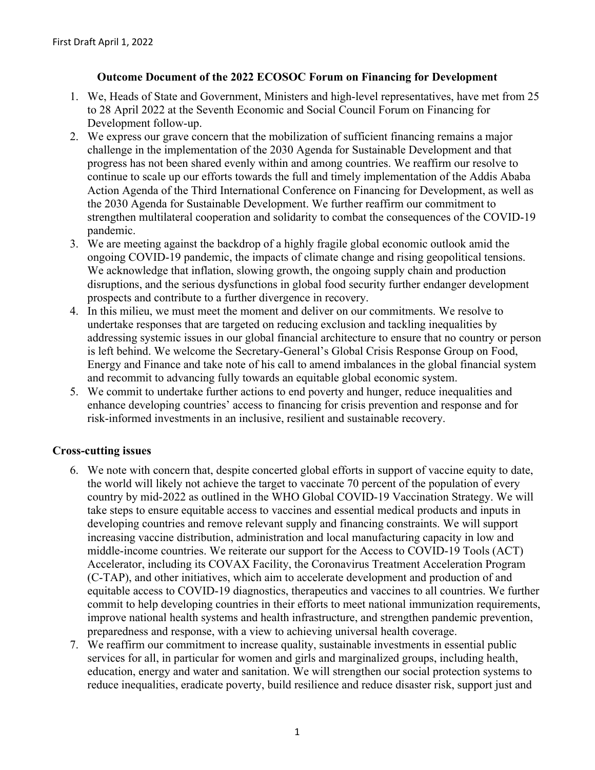First Draft April 1, 2022

# Outcome Document of the 2022 ECOSOC Forum on Financing for Development

1. We, Heads of State and Government, Ministers and high-level representatives, have met from 25 to 28 April 2022 at the Seventh Economic and Social Council Forum on Financing for Development follow-up.
2. We express our grave concern that the mobilization of sufficient financing remains a major challenge in the implementation of the 2030 Agenda for Sustainable Development and that progress has not been shared evenly within and among countries. We reaffirm our resolve to continue to scale up our efforts towards the full and timely implementation of the Addis Ababa Action Agenda of the Third International Conference on Financing for Development, as well as the 2030 Agenda for Sustainable Development. We further reaffirm our commitment to strengthen multilateral cooperation and solidarity to combat the consequences of the COVID-19 pandemic.
3. We are meeting against the backdrop of a highly fragile global economic outlook amid the ongoing COVID-19 pandemic, the impacts of climate change and rising geopolitical tensions. We acknowledge that inflation, slowing growth, the ongoing supply chain and production disruptions, and the serious dysfunctions in global food security further endanger development prospects and contribute to a further divergence in recovery.
4. In this milieu, we must meet the moment and deliver on our commitments. We resolve to undertake responses that are targeted on reducing exclusion and tackling inequalities by addressing systemic issues in our global financial architecture to ensure that no country or person is left behind. We welcome the Secretary-General's Global Crisis Response Group on Food, Energy and Finance and take note of his call to amend imbalances in the global financial system and recommit to advancing fully towards an equitable global economic system.
5. We commit to undertake further actions to end poverty and hunger, reduce inequalities and enhance developing countries' access to financing for crisis prevention and response and for risk-informed investments in an inclusive, resilient and sustainable recovery.

## Cross-cutting issues

6. We note with concern that, despite concerted global efforts in support of vaccine equity to date, the world will likely not achieve the target to vaccinate 70 percent of the population of every country by mid-2022 as outlined in the WHO Global COVID-19 Vaccination Strategy. We will take steps to ensure equitable access to vaccines and essential medical products and inputs in developing countries and remove relevant supply and financing constraints. We will support increasing vaccine distribution, administration and local manufacturing capacity in low and middle-income countries. We reiterate our support for the Access to COVID-19 Tools (ACT) Accelerator, including its COVAX Facility, the Coronavirus Treatment Acceleration Program (C-TAP), and other initiatives, which aim to accelerate development and production of and equitable access to COVID-19 diagnostics, therapeutics and vaccines to all countries. We further commit to help developing countries in their efforts to meet national immunization requirements, improve national health systems and health infrastructure, and strengthen pandemic prevention, preparedness and response, with a view to achieving universal health coverage.
7. We reaffirm our commitment to increase quality, sustainable investments in essential public services for all, in particular for women and girls and marginalized groups, including health, education, energy and water and sanitation. We will strengthen our social protection systems to reduce inequalities, eradicate poverty, build resilience and reduce disaster risk, support just and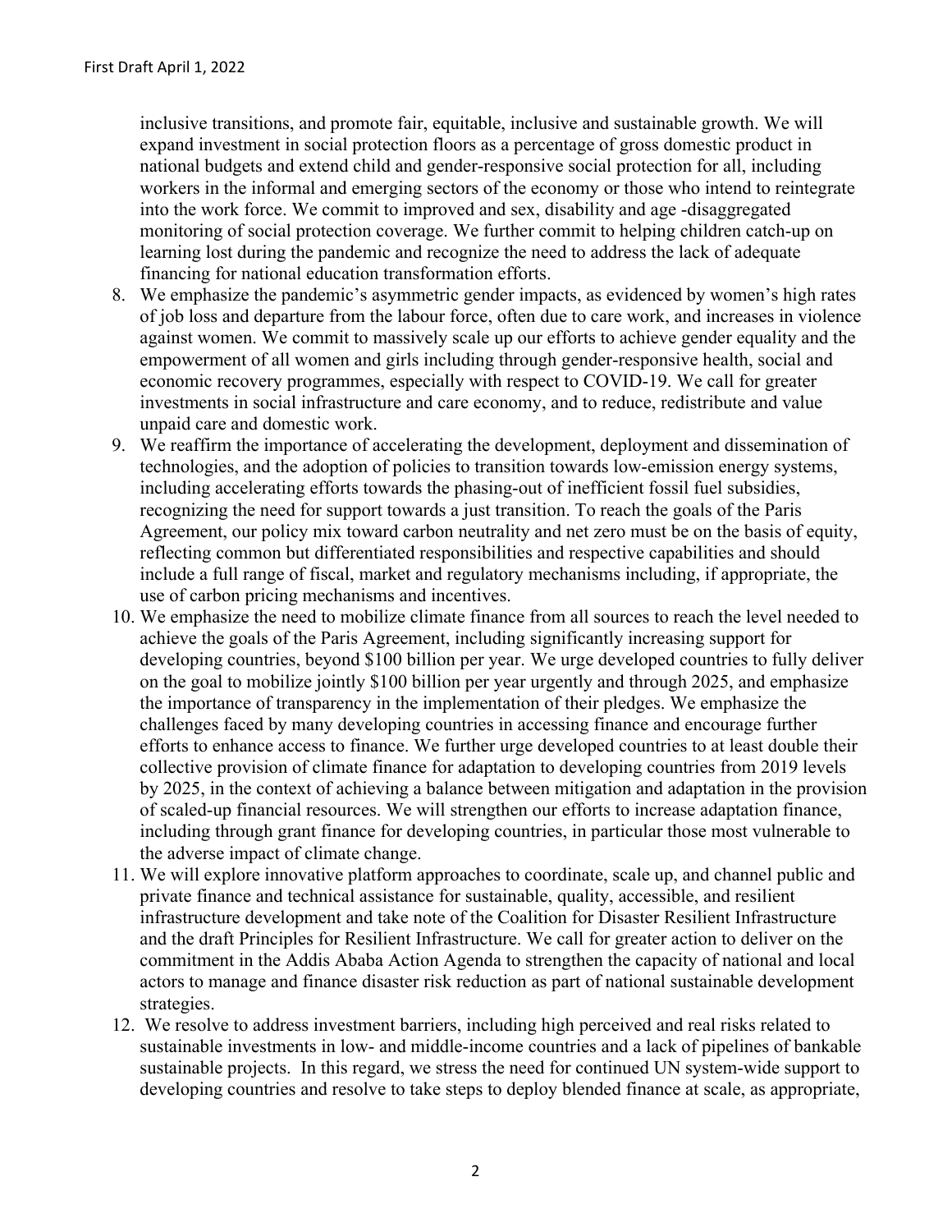inclusive transitions, and promote fair, equitable, inclusive and sustainable growth. We will expand investment in social protection floors as a percentage of gross domestic product in national budgets and extend child and gender-responsive social protection for all, including workers in the informal and emerging sectors of the economy or those who intend to reintegrate into the work force. We commit to improved and sex, disability and age -disaggregated monitoring of social protection coverage. We further commit to helping children catch-up on learning lost during the pandemic and recognize the need to address the lack of adequate financing for national education transformation efforts.

8. We emphasize the pandemic's asymmetric gender impacts, as evidenced by women's high rates of job loss and departure from the labour force, often due to care work, and increases in violence against women. We commit to massively scale up our efforts to achieve gender equality and the empowerment of all women and girls including through gender-responsive health, social and economic recovery programmes, especially with respect to COVID-19. We call for greater investments in social infrastructure and care economy, and to reduce, redistribute and value unpaid care and domestic work.
9. We reaffirm the importance of accelerating the development, deployment and dissemination of technologies, and the adoption of policies to transition towards low-emission energy systems, including accelerating efforts towards the phasing-out of inefficient fossil fuel subsidies, recognizing the need for support towards a just transition. To reach the goals of the Paris Agreement, our policy mix toward carbon neutrality and net zero must be on the basis of equity, reflecting common but differentiated responsibilities and respective capabilities and should include a full range of fiscal, market and regulatory mechanisms including, if appropriate, the use of carbon pricing mechanisms and incentives.
10. We emphasize the need to mobilize climate finance from all sources to reach the level needed to achieve the goals of the Paris Agreement, including significantly increasing support for developing countries, beyond $100 billion per year. We urge developed countries to fully deliver on the goal to mobilize jointly $100 billion per year urgently and through 2025, and emphasize the importance of transparency in the implementation of their pledges. We emphasize the challenges faced by many developing countries in accessing finance and encourage further efforts to enhance access to finance. We further urge developed countries to at least double their collective provision of climate finance for adaptation to developing countries from 2019 levels by 2025, in the context of achieving a balance between mitigation and adaptation in the provision of scaled-up financial resources. We will strengthen our efforts to increase adaptation finance, including through grant finance for developing countries, in particular those most vulnerable to the adverse impact of climate change.
11. We will explore innovative platform approaches to coordinate, scale up, and channel public and private finance and technical assistance for sustainable, quality, accessible, and resilient infrastructure development and take note of the Coalition for Disaster Resilient Infrastructure and the draft Principles for Resilient Infrastructure. We call for greater action to deliver on the commitment in the Addis Ababa Action Agenda to strengthen the capacity of national and local actors to manage and finance disaster risk reduction as part of national sustainable development strategies.
12. We resolve to address investment barriers, including high perceived and real risks related to sustainable investments in low- and middle-income countries and a lack of pipelines of bankable sustainable projects. In this regard, we stress the need for continued UN system-wide support to developing countries and resolve to take steps to deploy blended finance at scale, as appropriate,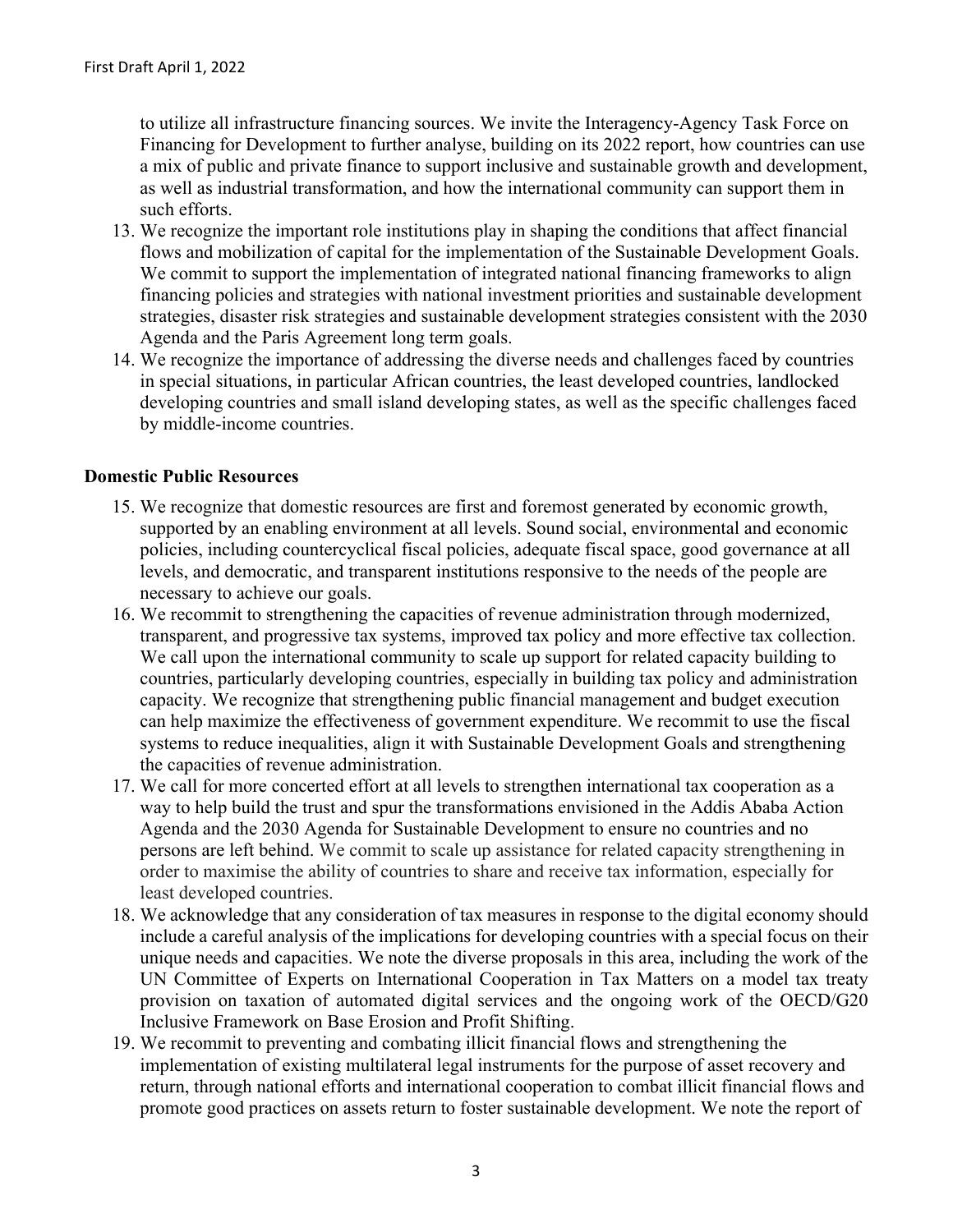to utilize all infrastructure financing sources. We invite the Interagency-Agency Task Force on Financing for Development to further analyse, building on its 2022 report, how countries can use a mix of public and private finance to support inclusive and sustainable growth and development, as well as industrial transformation, and how the international community can support them in such efforts.

13. We recognize the important role institutions play in shaping the conditions that affect financial flows and mobilization of capital for the implementation of the Sustainable Development Goals. We commit to support the implementation of integrated national financing frameworks to align financing policies and strategies with national investment priorities and sustainable development strategies, disaster risk strategies and sustainable development strategies consistent with the 2030 Agenda and the Paris Agreement long term goals.
14. We recognize the importance of addressing the diverse needs and challenges faced by countries in special situations, in particular African countries, the least developed countries, landlocked developing countries and small island developing states, as well as the specific challenges faced by middle-income countries.

**Domestic Public Resources**

15. We recognize that domestic resources are first and foremost generated by economic growth, supported by an enabling environment at all levels. Sound social, environmental and economic policies, including countercyclical fiscal policies, adequate fiscal space, good governance at all levels, and democratic, and transparent institutions responsive to the needs of the people are necessary to achieve our goals.
16. We recommit to strengthening the capacities of revenue administration through modernized, transparent, and progressive tax systems, improved tax policy and more effective tax collection. We call upon the international community to scale up support for related capacity building to countries, particularly developing countries, especially in building tax policy and administration capacity. We recognize that strengthening public financial management and budget execution can help maximize the effectiveness of government expenditure. We recommit to use the fiscal systems to reduce inequalities, align it with Sustainable Development Goals and strengthening the capacities of revenue administration.
17. We call for more concerted effort at all levels to strengthen international tax cooperation as a way to help build the trust and spur the transformations envisioned in the Addis Ababa Action Agenda and the 2030 Agenda for Sustainable Development to ensure no countries and no persons are left behind. We commit to scale up assistance for related capacity strengthening in order to maximise the ability of countries to share and receive tax information, especially for least developed countries.
18. We acknowledge that any consideration of tax measures in response to the digital economy should include a careful analysis of the implications for developing countries with a special focus on their unique needs and capacities. We note the diverse proposals in this area, including the work of the UN Committee of Experts on International Cooperation in Tax Matters on a model tax treaty provision on taxation of automated digital services and the ongoing work of the OECD/G20 Inclusive Framework on Base Erosion and Profit Shifting.
19. We recommit to preventing and combating illicit financial flows and strengthening the implementation of existing multilateral legal instruments for the purpose of asset recovery and return, through national efforts and international cooperation to combat illicit financial flows and promote good practices on assets return to foster sustainable development. We note the report of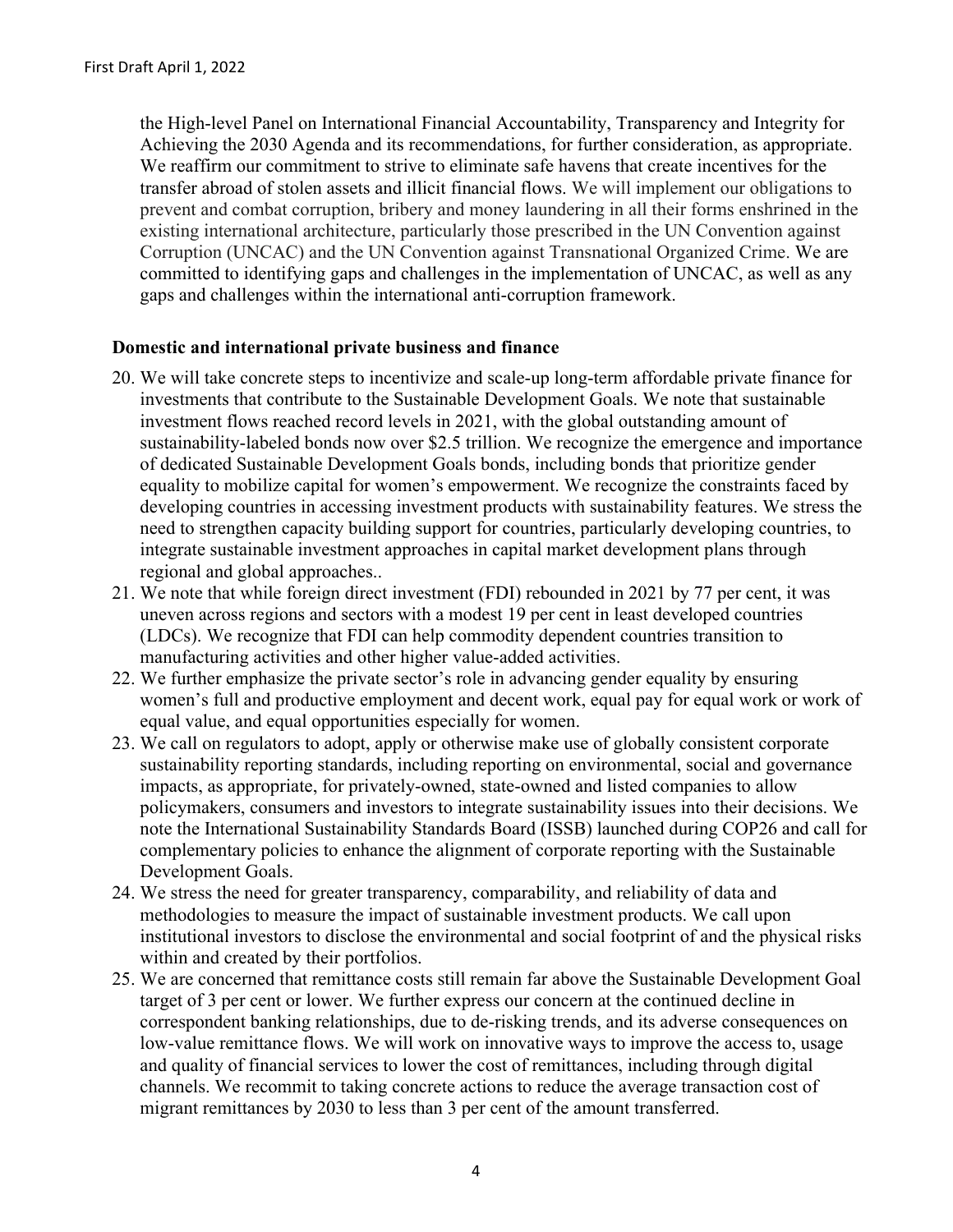the High-level Panel on International Financial Accountability, Transparency and Integrity for Achieving the 2030 Agenda and its recommendations, for further consideration, as appropriate. We reaffirm our commitment to strive to eliminate safe havens that create incentives for the transfer abroad of stolen assets and illicit financial flows. We will implement our obligations to prevent and combat corruption, bribery and money laundering in all their forms enshrined in the existing international architecture, particularly those prescribed in the UN Convention against Corruption (UNCAC) and the UN Convention against Transnational Organized Crime. We are committed to identifying gaps and challenges in the implementation of UNCAC, as well as any gaps and challenges within the international anti-corruption framework.

**Domestic and international private business and finance**

20. We will take concrete steps to incentivize and scale-up long-term affordable private finance for investments that contribute to the Sustainable Development Goals. We note that sustainable investment flows reached record levels in 2021, with the global outstanding amount of sustainability-labeled bonds now over $2.5 trillion. We recognize the emergence and importance of dedicated Sustainable Development Goals bonds, including bonds that prioritize gender equality to mobilize capital for women's empowerment. We recognize the constraints faced by developing countries in accessing investment products with sustainability features. We stress the need to strengthen capacity building support for countries, particularly developing countries, to integrate sustainable investment approaches in capital market development plans through regional and global approaches..
21. We note that while foreign direct investment (FDI) rebounded in 2021 by 77 per cent, it was uneven across regions and sectors with a modest 19 per cent in least developed countries (LDCs). We recognize that FDI can help commodity dependent countries transition to manufacturing activities and other higher value-added activities.
22. We further emphasize the private sector's role in advancing gender equality by ensuring women's full and productive employment and decent work, equal pay for equal work or work of equal value, and equal opportunities especially for women.
23. We call on regulators to adopt, apply or otherwise make use of globally consistent corporate sustainability reporting standards, including reporting on environmental, social and governance impacts, as appropriate, for privately-owned, state-owned and listed companies to allow policymakers, consumers and investors to integrate sustainability issues into their decisions. We note the International Sustainability Standards Board (ISSB) launched during COP26 and call for complementary policies to enhance the alignment of corporate reporting with the Sustainable Development Goals.
24. We stress the need for greater transparency, comparability, and reliability of data and methodologies to measure the impact of sustainable investment products. We call upon institutional investors to disclose the environmental and social footprint of and the physical risks within and created by their portfolios.
25. We are concerned that remittance costs still remain far above the Sustainable Development Goal target of 3 per cent or lower. We further express our concern at the continued decline in correspondent banking relationships, due to de-risking trends, and its adverse consequences on low-value remittance flows. We will work on innovative ways to improve the access to, usage and quality of financial services to lower the cost of remittances, including through digital channels. We recommit to taking concrete actions to reduce the average transaction cost of migrant remittances by 2030 to less than 3 per cent of the amount transferred.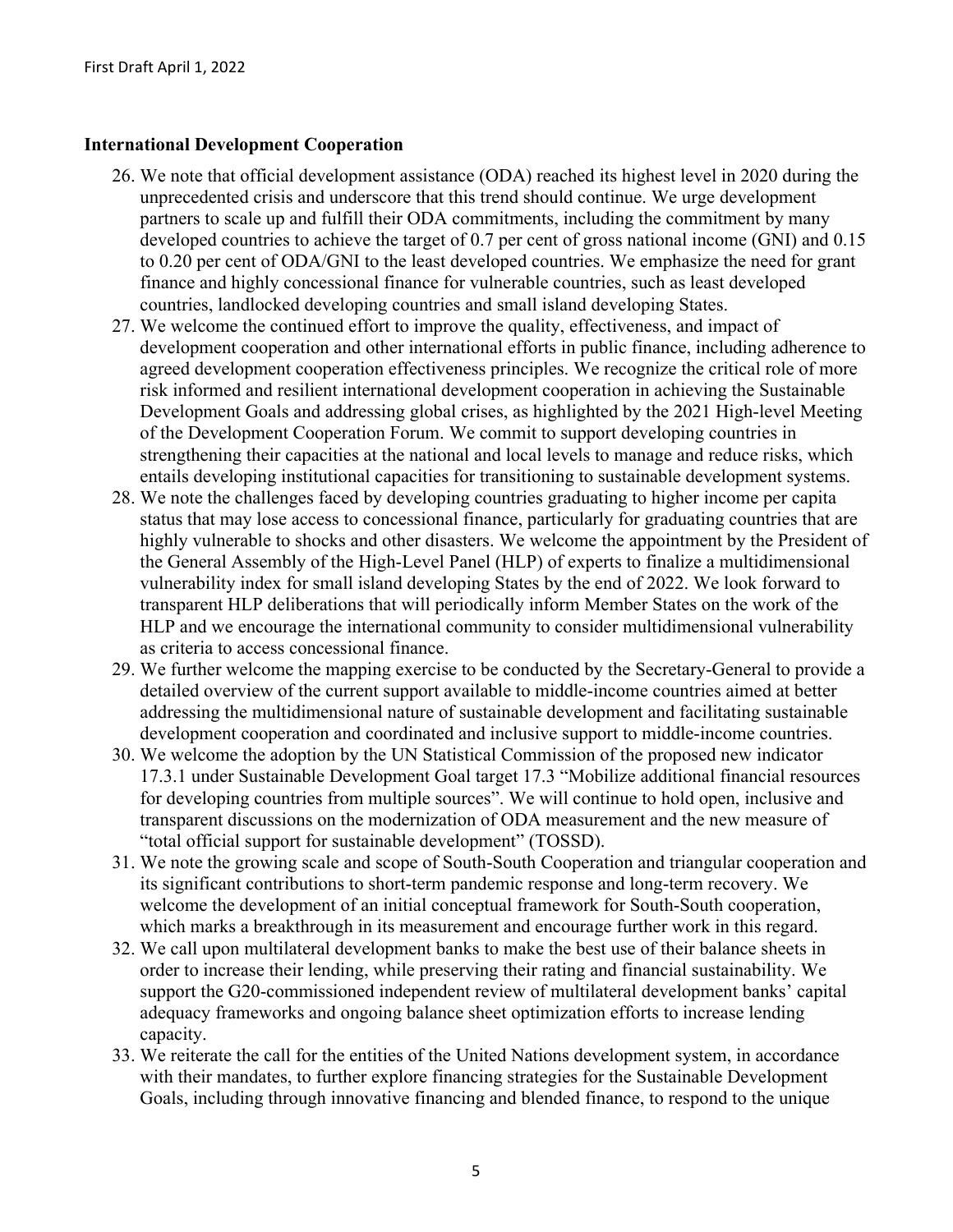**International Development Cooperation**

26. We note that official development assistance (ODA) reached its highest level in 2020 during the unprecedented crisis and underscore that this trend should continue. We urge development partners to scale up and fulfill their ODA commitments, including the commitment by many developed countries to achieve the target of 0.7 per cent of gross national income (GNI) and 0.15 to 0.20 per cent of ODA/GNI to the least developed countries. We emphasize the need for grant finance and highly concessional finance for vulnerable countries, such as least developed countries, landlocked developing countries and small island developing States.
27. We welcome the continued effort to improve the quality, effectiveness, and impact of development cooperation and other international efforts in public finance, including adherence to agreed development cooperation effectiveness principles. We recognize the critical role of more risk informed and resilient international development cooperation in achieving the Sustainable Development Goals and addressing global crises, as highlighted by the 2021 High-level Meeting of the Development Cooperation Forum. We commit to support developing countries in strengthening their capacities at the national and local levels to manage and reduce risks, which entails developing institutional capacities for transitioning to sustainable development systems.
28. We note the challenges faced by developing countries graduating to higher income per capita status that may lose access to concessional finance, particularly for graduating countries that are highly vulnerable to shocks and other disasters. We welcome the appointment by the President of the General Assembly of the High-Level Panel (HLP) of experts to finalize a multidimensional vulnerability index for small island developing States by the end of 2022. We look forward to transparent HLP deliberations that will periodically inform Member States on the work of the HLP and we encourage the international community to consider multidimensional vulnerability as criteria to access concessional finance.
29. We further welcome the mapping exercise to be conducted by the Secretary-General to provide a detailed overview of the current support available to middle-income countries aimed at better addressing the multidimensional nature of sustainable development and facilitating sustainable development cooperation and coordinated and inclusive support to middle-income countries.
30. We welcome the adoption by the UN Statistical Commission of the proposed new indicator 17.3.1 under Sustainable Development Goal target 17.3 "Mobilize additional financial resources for developing countries from multiple sources". We will continue to hold open, inclusive and transparent discussions on the modernization of ODA measurement and the new measure of "total official support for sustainable development" (TOSSD).
31. We note the growing scale and scope of South-South Cooperation and triangular cooperation and its significant contributions to short-term pandemic response and long-term recovery. We welcome the development of an initial conceptual framework for South-South cooperation, which marks a breakthrough in its measurement and encourage further work in this regard.
32. We call upon multilateral development banks to make the best use of their balance sheets in order to increase their lending, while preserving their rating and financial sustainability. We support the G20-commissioned independent review of multilateral development banks' capital adequacy frameworks and ongoing balance sheet optimization efforts to increase lending capacity.
33. We reiterate the call for the entities of the United Nations development system, in accordance with their mandates, to further explore financing strategies for the Sustainable Development Goals, including through innovative financing and blended finance, to respond to the unique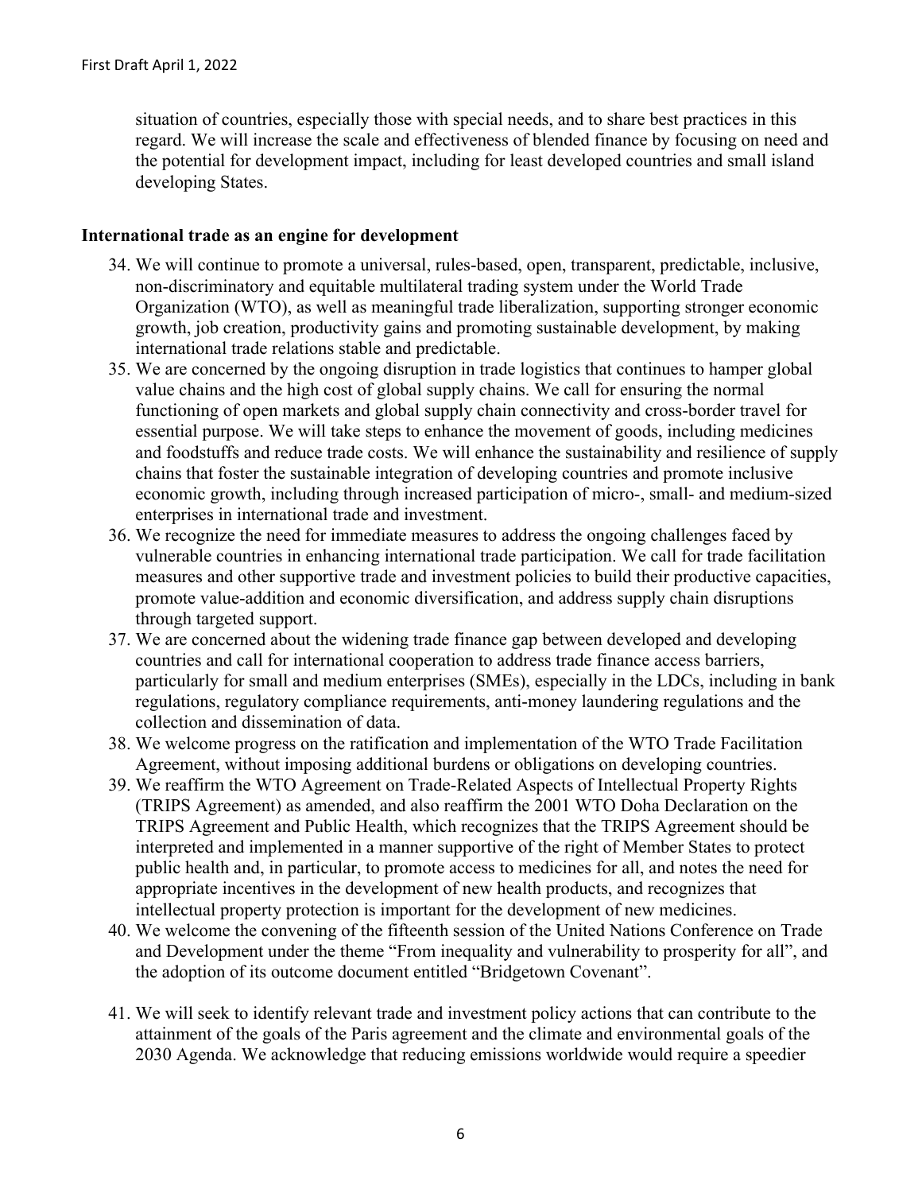situation of countries, especially those with special needs, and to share best practices in this regard. We will increase the scale and effectiveness of blended finance by focusing on need and the potential for development impact, including for least developed countries and small island developing States.

**International trade as an engine for development**

34. We will continue to promote a universal, rules-based, open, transparent, predictable, inclusive, non-discriminatory and equitable multilateral trading system under the World Trade Organization (WTO), as well as meaningful trade liberalization, supporting stronger economic growth, job creation, productivity gains and promoting sustainable development, by making international trade relations stable and predictable.
35. We are concerned by the ongoing disruption in trade logistics that continues to hamper global value chains and the high cost of global supply chains. We call for ensuring the normal functioning of open markets and global supply chain connectivity and cross-border travel for essential purpose. We will take steps to enhance the movement of goods, including medicines and foodstuffs and reduce trade costs. We will enhance the sustainability and resilience of supply chains that foster the sustainable integration of developing countries and promote inclusive economic growth, including through increased participation of micro-, small- and medium-sized enterprises in international trade and investment.
36. We recognize the need for immediate measures to address the ongoing challenges faced by vulnerable countries in enhancing international trade participation. We call for trade facilitation measures and other supportive trade and investment policies to build their productive capacities, promote value-addition and economic diversification, and address supply chain disruptions through targeted support.
37. We are concerned about the widening trade finance gap between developed and developing countries and call for international cooperation to address trade finance access barriers, particularly for small and medium enterprises (SMEs), especially in the LDCs, including in bank regulations, regulatory compliance requirements, anti-money laundering regulations and the collection and dissemination of data.
38. We welcome progress on the ratification and implementation of the WTO Trade Facilitation Agreement, without imposing additional burdens or obligations on developing countries.
39. We reaffirm the WTO Agreement on Trade-Related Aspects of Intellectual Property Rights (TRIPS Agreement) as amended, and also reaffirm the 2001 WTO Doha Declaration on the TRIPS Agreement and Public Health, which recognizes that the TRIPS Agreement should be interpreted and implemented in a manner supportive of the right of Member States to protect public health and, in particular, to promote access to medicines for all, and notes the need for appropriate incentives in the development of new health products, and recognizes that intellectual property protection is important for the development of new medicines.
40. We welcome the convening of the fifteenth session of the United Nations Conference on Trade and Development under the theme "From inequality and vulnerability to prosperity for all", and the adoption of its outcome document entitled "Bridgetown Covenant".
41. We will seek to identify relevant trade and investment policy actions that can contribute to the attainment of the goals of the Paris agreement and the climate and environmental goals of the 2030 Agenda. We acknowledge that reducing emissions worldwide would require a speedier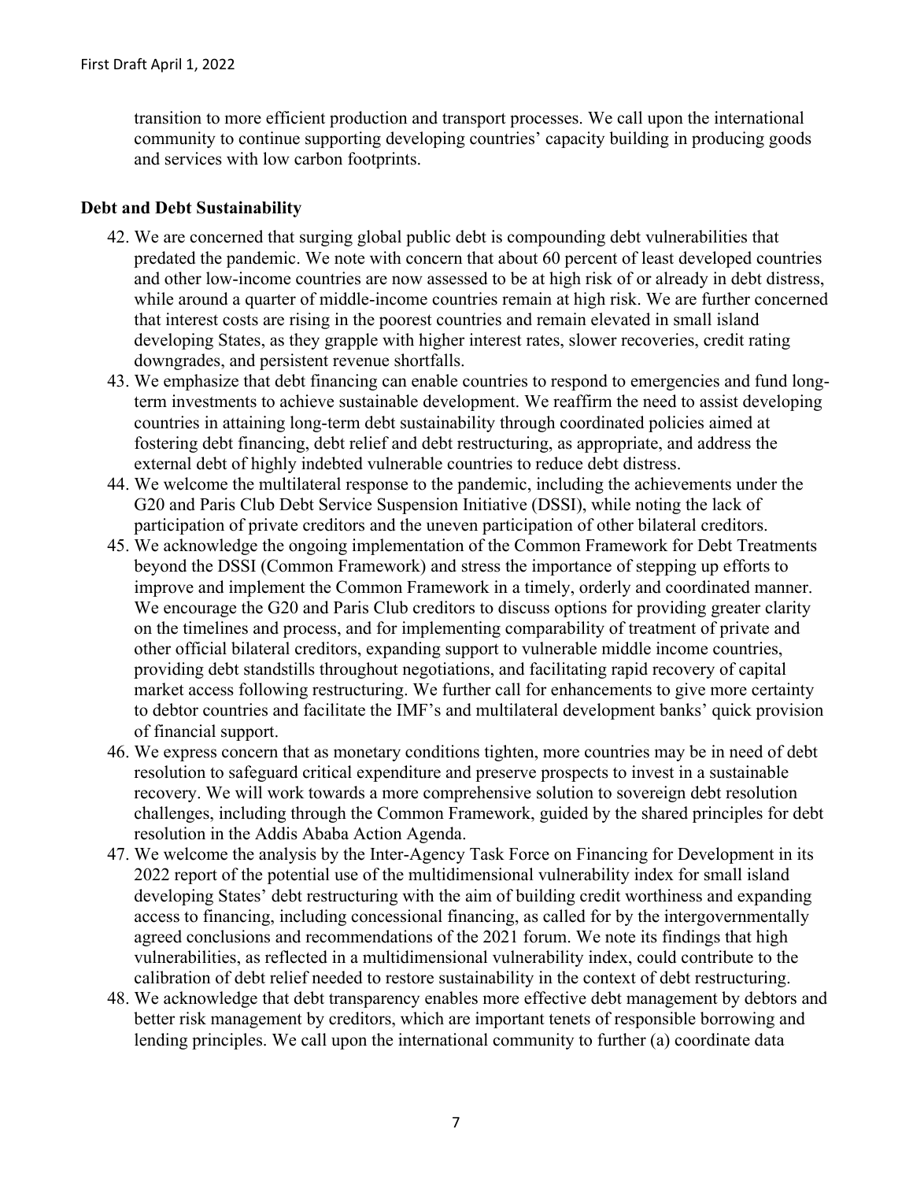transition to more efficient production and transport processes. We call upon the international community to continue supporting developing countries' capacity building in producing goods and services with low carbon footprints.

## Debt and Debt Sustainability

42. We are concerned that surging global public debt is compounding debt vulnerabilities that predated the pandemic. We note with concern that about 60 percent of least developed countries and other low-income countries are now assessed to be at high risk of or already in debt distress, while around a quarter of middle-income countries remain at high risk. We are further concerned that interest costs are rising in the poorest countries and remain elevated in small island developing States, as they grapple with higher interest rates, slower recoveries, credit rating downgrades, and persistent revenue shortfalls.
43. We emphasize that debt financing can enable countries to respond to emergencies and fund long-term investments to achieve sustainable development. We reaffirm the need to assist developing countries in attaining long-term debt sustainability through coordinated policies aimed at fostering debt financing, debt relief and debt restructuring, as appropriate, and address the external debt of highly indebted vulnerable countries to reduce debt distress.
44. We welcome the multilateral response to the pandemic, including the achievements under the G20 and Paris Club Debt Service Suspension Initiative (DSSI), while noting the lack of participation of private creditors and the uneven participation of other bilateral creditors.
45. We acknowledge the ongoing implementation of the Common Framework for Debt Treatments beyond the DSSI (Common Framework) and stress the importance of stepping up efforts to improve and implement the Common Framework in a timely, orderly and coordinated manner. We encourage the G20 and Paris Club creditors to discuss options for providing greater clarity on the timelines and process, and for implementing comparability of treatment of private and other official bilateral creditors, expanding support to vulnerable middle income countries, providing debt standstills throughout negotiations, and facilitating rapid recovery of capital market access following restructuring. We further call for enhancements to give more certainty to debtor countries and facilitate the IMF's and multilateral development banks' quick provision of financial support.
46. We express concern that as monetary conditions tighten, more countries may be in need of debt resolution to safeguard critical expenditure and preserve prospects to invest in a sustainable recovery. We will work towards a more comprehensive solution to sovereign debt resolution challenges, including through the Common Framework, guided by the shared principles for debt resolution in the Addis Ababa Action Agenda.
47. We welcome the analysis by the Inter-Agency Task Force on Financing for Development in its 2022 report of the potential use of the multidimensional vulnerability index for small island developing States' debt restructuring with the aim of building credit worthiness and expanding access to financing, including concessional financing, as called for by the intergovernmentally agreed conclusions and recommendations of the 2021 forum. We note its findings that high vulnerabilities, as reflected in a multidimensional vulnerability index, could contribute to the calibration of debt relief needed to restore sustainability in the context of debt restructuring.
48. We acknowledge that debt transparency enables more effective debt management by debtors and better risk management by creditors, which are important tenets of responsible borrowing and lending principles. We call upon the international community to further (a) coordinate data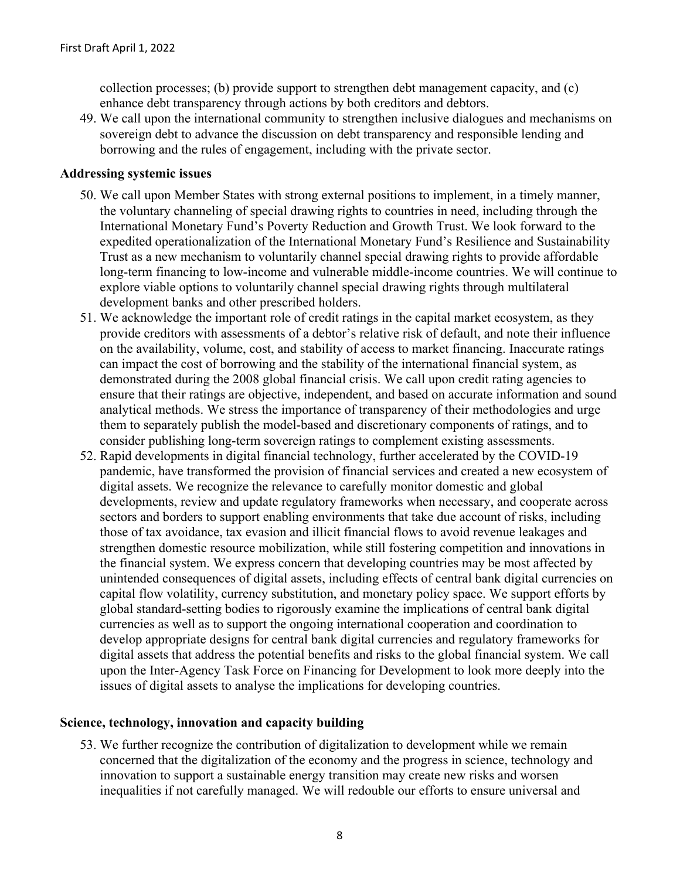collection processes; (b) provide support to strengthen debt management capacity, and (c) enhance debt transparency through actions by both creditors and debtors.

49. We call upon the international community to strengthen inclusive dialogues and mechanisms on sovereign debt to advance the discussion on debt transparency and responsible lending and borrowing and the rules of engagement, including with the private sector.

**Addressing systemic issues**

50. We call upon Member States with strong external positions to implement, in a timely manner, the voluntary channeling of special drawing rights to countries in need, including through the International Monetary Fund's Poverty Reduction and Growth Trust. We look forward to the expedited operationalization of the International Monetary Fund's Resilience and Sustainability Trust as a new mechanism to voluntarily channel special drawing rights to provide affordable long-term financing to low-income and vulnerable middle-income countries. We will continue to explore viable options to voluntarily channel special drawing rights through multilateral development banks and other prescribed holders.

51. We acknowledge the important role of credit ratings in the capital market ecosystem, as they provide creditors with assessments of a debtor's relative risk of default, and note their influence on the availability, volume, cost, and stability of access to market financing. Inaccurate ratings can impact the cost of borrowing and the stability of the international financial system, as demonstrated during the 2008 global financial crisis. We call upon credit rating agencies to ensure that their ratings are objective, independent, and based on accurate information and sound analytical methods. We stress the importance of transparency of their methodologies and urge them to separately publish the model-based and discretionary components of ratings, and to consider publishing long-term sovereign ratings to complement existing assessments.

52. Rapid developments in digital financial technology, further accelerated by the COVID-19 pandemic, have transformed the provision of financial services and created a new ecosystem of digital assets. We recognize the relevance to carefully monitor domestic and global developments, review and update regulatory frameworks when necessary, and cooperate across sectors and borders to support enabling environments that take due account of risks, including those of tax avoidance, tax evasion and illicit financial flows to avoid revenue leakages and strengthen domestic resource mobilization, while still fostering competition and innovations in the financial system. We express concern that developing countries may be most affected by unintended consequences of digital assets, including effects of central bank digital currencies on capital flow volatility, currency substitution, and monetary policy space. We support efforts by global standard-setting bodies to rigorously examine the implications of central bank digital currencies as well as to support the ongoing international cooperation and coordination to develop appropriate designs for central bank digital currencies and regulatory frameworks for digital assets that address the potential benefits and risks to the global financial system. We call upon the Inter-Agency Task Force on Financing for Development to look more deeply into the issues of digital assets to analyse the implications for developing countries.

**Science, technology, innovation and capacity building**

53. We further recognize the contribution of digitalization to development while we remain concerned that the digitalization of the economy and the progress in science, technology and innovation to support a sustainable energy transition may create new risks and worsen inequalities if not carefully managed. We will redouble our efforts to ensure universal and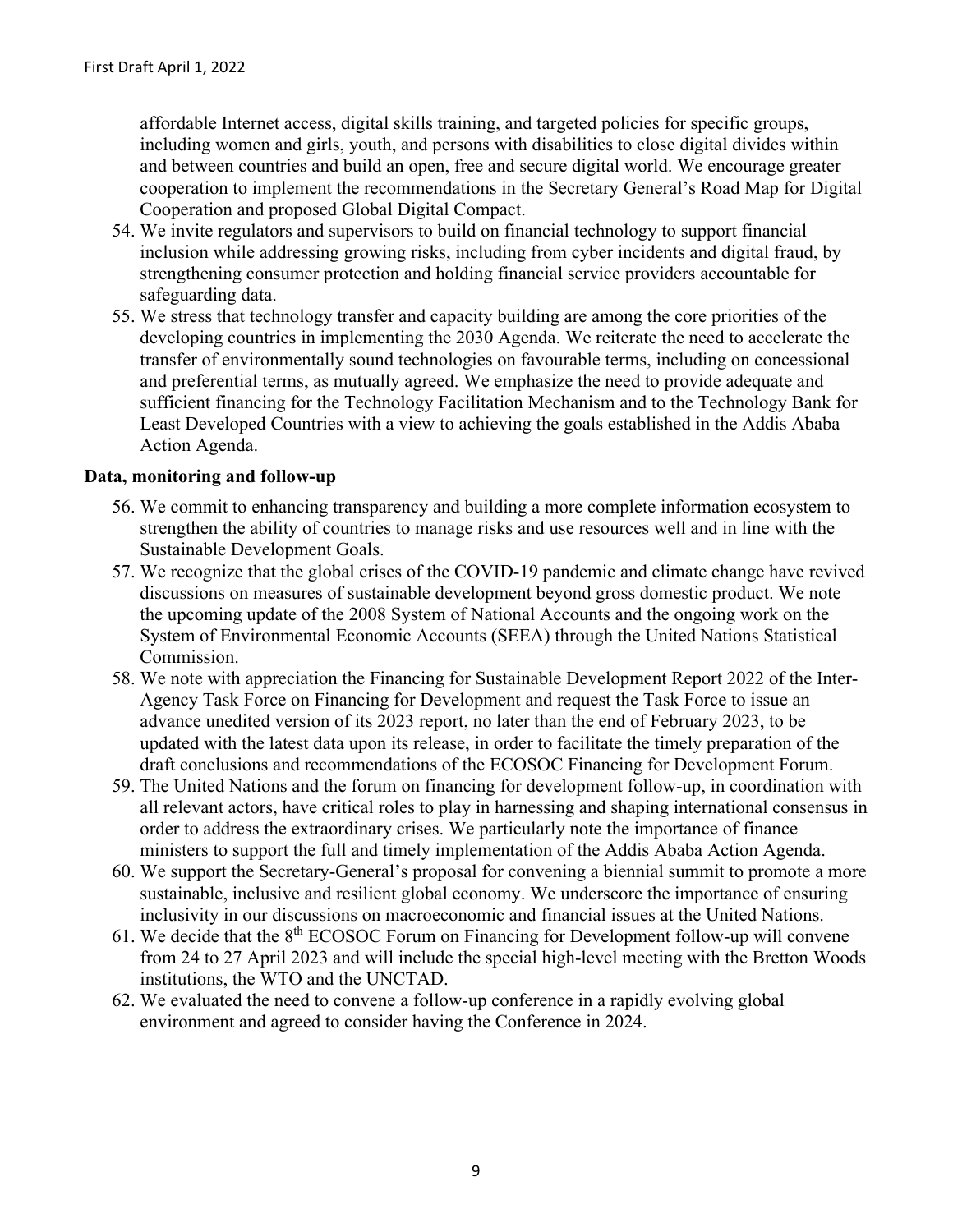affordable Internet access, digital skills training, and targeted policies for specific groups, including women and girls, youth, and persons with disabilities to close digital divides within and between countries and build an open, free and secure digital world. We encourage greater cooperation to implement the recommendations in the Secretary General's Road Map for Digital Cooperation and proposed Global Digital Compact.

54. We invite regulators and supervisors to build on financial technology to support financial inclusion while addressing growing risks, including from cyber incidents and digital fraud, by strengthening consumer protection and holding financial service providers accountable for safeguarding data.
55. We stress that technology transfer and capacity building are among the core priorities of the developing countries in implementing the 2030 Agenda. We reiterate the need to accelerate the transfer of environmentally sound technologies on favourable terms, including on concessional and preferential terms, as mutually agreed. We emphasize the need to provide adequate and sufficient financing for the Technology Facilitation Mechanism and to the Technology Bank for Least Developed Countries with a view to achieving the goals established in the Addis Ababa Action Agenda.

**Data, monitoring and follow-up**

56. We commit to enhancing transparency and building a more complete information ecosystem to strengthen the ability of countries to manage risks and use resources well and in line with the Sustainable Development Goals.
57. We recognize that the global crises of the COVID-19 pandemic and climate change have revived discussions on measures of sustainable development beyond gross domestic product. We note the upcoming update of the 2008 System of National Accounts and the ongoing work on the System of Environmental Economic Accounts (SEEA) through the United Nations Statistical Commission.
58. We note with appreciation the Financing for Sustainable Development Report 2022 of the Inter-Agency Task Force on Financing for Development and request the Task Force to issue an advance unedited version of its 2023 report, no later than the end of February 2023, to be updated with the latest data upon its release, in order to facilitate the timely preparation of the draft conclusions and recommendations of the ECOSOC Financing for Development Forum.
59. The United Nations and the forum on financing for development follow-up, in coordination with all relevant actors, have critical roles to play in harnessing and shaping international consensus in order to address the extraordinary crises. We particularly note the importance of finance ministers to support the full and timely implementation of the Addis Ababa Action Agenda.
60. We support the Secretary-General's proposal for convening a biennial summit to promote a more sustainable, inclusive and resilient global economy. We underscore the importance of ensuring inclusivity in our discussions on macroeconomic and financial issues at the United Nations.
61. We decide that the 8th ECOSOC Forum on Financing for Development follow-up will convene from 24 to 27 April 2023 and will include the special high-level meeting with the Bretton Woods institutions, the WTO and the UNCTAD.
62. We evaluated the need to convene a follow-up conference in a rapidly evolving global environment and agreed to consider having the Conference in 2024.